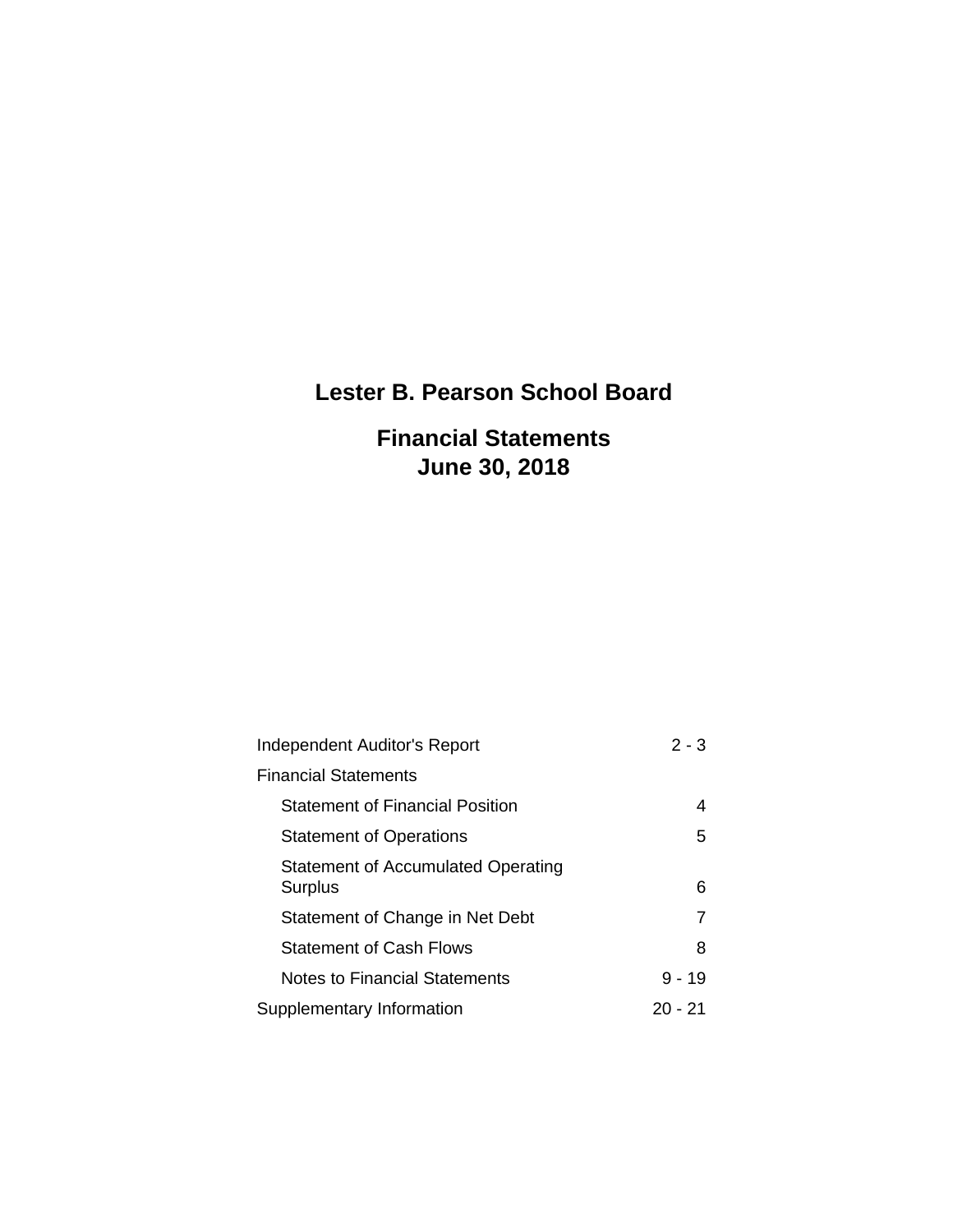# Lester B. Pearson School Board

## Financial Statements
## June 30, 2018

| | |
|---|---|
| Independent Auditor's Report | 2 - 3 |
| Financial Statements | |
| Statement of Financial Position | 4 |
| Statement of Operations | 5 |
| Statement of Accumulated Operating Surplus | 6 |
| Statement of Change in Net Debt | 7 |
| Statement of Cash Flows | 8 |
| Notes to Financial Statements | 9 - 19 |
| Supplementary Information | 20 - 21 |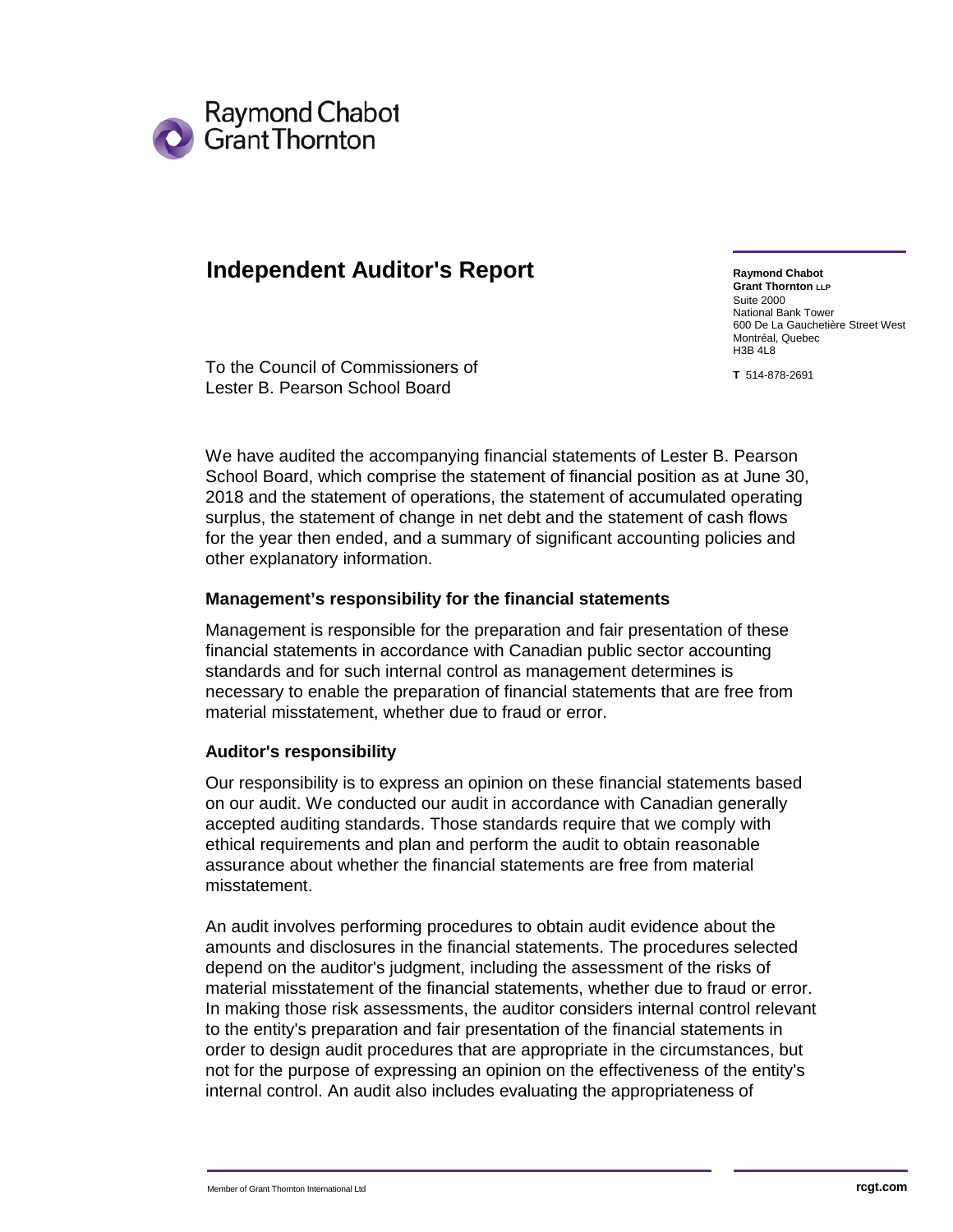Raymond Chabot
Grant Thornton

# Independent Auditor's Report

**Raymond Chabot**
**Grant Thornton LLP**
Suite 2000
National Bank Tower
600 De La Gauchetière Street West
Montréal, Quebec
H3B 4L8

**T** 514-878-2691

To the Council of Commissioners of
Lester B. Pearson School Board

We have audited the accompanying financial statements of Lester B. Pearson School Board, which comprise the statement of financial position as at June 30, 2018 and the statement of operations, the statement of accumulated operating surplus, the statement of change in net debt and the statement of cash flows for the year then ended, and a summary of significant accounting policies and other explanatory information.

### Management's responsibility for the financial statements

Management is responsible for the preparation and fair presentation of these financial statements in accordance with Canadian public sector accounting standards and for such internal control as management determines is necessary to enable the preparation of financial statements that are free from material misstatement, whether due to fraud or error.

### Auditor's responsibility

Our responsibility is to express an opinion on these financial statements based on our audit. We conducted our audit in accordance with Canadian generally accepted auditing standards. Those standards require that we comply with ethical requirements and plan and perform the audit to obtain reasonable assurance about whether the financial statements are free from material misstatement.

An audit involves performing procedures to obtain audit evidence about the amounts and disclosures in the financial statements. The procedures selected depend on the auditor's judgment, including the assessment of the risks of material misstatement of the financial statements, whether due to fraud or error. In making those risk assessments, the auditor considers internal control relevant to the entity's preparation and fair presentation of the financial statements in order to design audit procedures that are appropriate in the circumstances, but not for the purpose of expressing an opinion on the effectiveness of the entity's internal control. An audit also includes evaluating the appropriateness of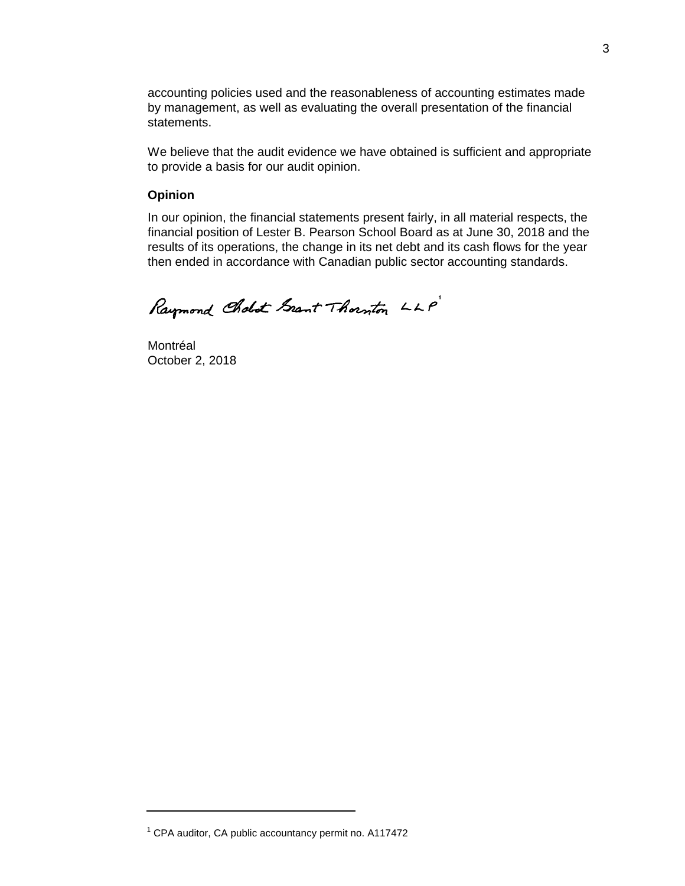accounting policies used and the reasonableness of accounting estimates made by management, as well as evaluating the overall presentation of the financial statements.

We believe that the audit evidence we have obtained is sufficient and appropriate to provide a basis for our audit opinion.

**Opinion**

In our opinion, the financial statements present fairly, in all material respects, the financial position of Lester B. Pearson School Board as at June 30, 2018 and the results of its operations, the change in its net debt and its cash flows for the year then ended in accordance with Canadian public sector accounting standards.

Raymond Chabot Grant Thornton LLP[1]

Montréal
October 2, 2018

---

[1] CPA auditor, CA public accountancy permit no. A117472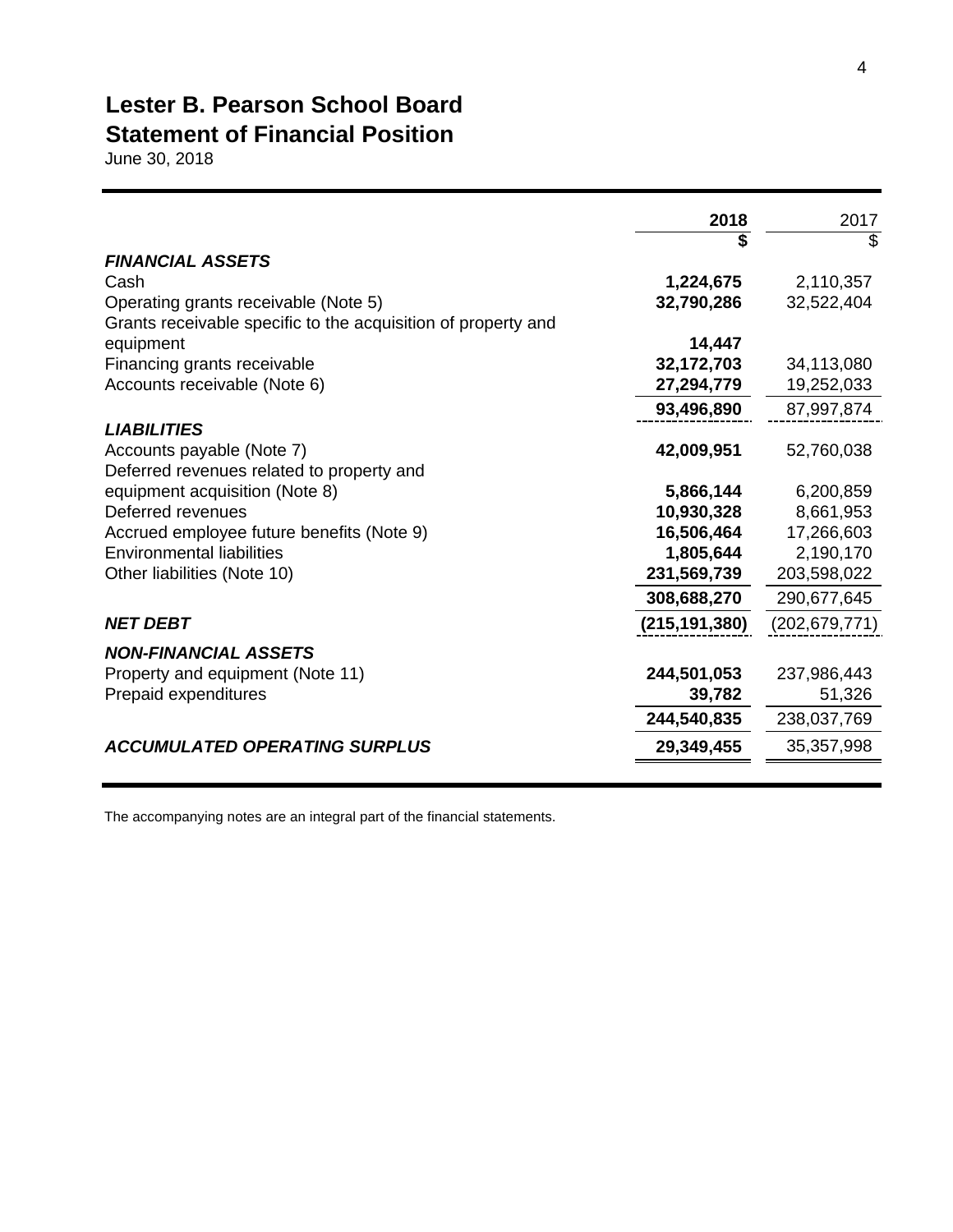# Lester B. Pearson School Board
## Statement of Financial Position
June 30, 2018

| | **2018** | 2017 |
|---|---|---|
| | **$** | $ |
| ***FINANCIAL ASSETS*** | | |
| Cash | **1,224,675** | 2,110,357 |
| Operating grants receivable (Note 5) | **32,790,286** | 32,522,404 |
| Grants receivable specific to the acquisition of property and equipment | **14,447** | |
| Financing grants receivable | **32,172,703** | 34,113,080 |
| Accounts receivable (Note 6) | **27,294,779** | 19,252,033 |
| | **93,496,890** | 87,997,874 |
| ***LIABILITIES*** | | |
| Accounts payable (Note 7) | **42,009,951** | 52,760,038 |
| Deferred revenues related to property and equipment acquisition (Note 8) | **5,866,144** | 6,200,859 |
| Deferred revenues | **10,930,328** | 8,661,953 |
| Accrued employee future benefits (Note 9) | **16,506,464** | 17,266,603 |
| Environmental liabilities | **1,805,644** | 2,190,170 |
| Other liabilities (Note 10) | **231,569,739** | 203,598,022 |
| | **308,688,270** | 290,677,645 |
| ***NET DEBT*** | **(215,191,380)** | (202,679,771) |
| ***NON-FINANCIAL ASSETS*** | | |
| Property and equipment (Note 11) | **244,501,053** | 237,986,443 |
| Prepaid expenditures | **39,782** | 51,326 |
| | **244,540,835** | 238,037,769 |
| ***ACCUMULATED OPERATING SURPLUS*** | **29,349,455** | 35,357,998 |

The accompanying notes are an integral part of the financial statements.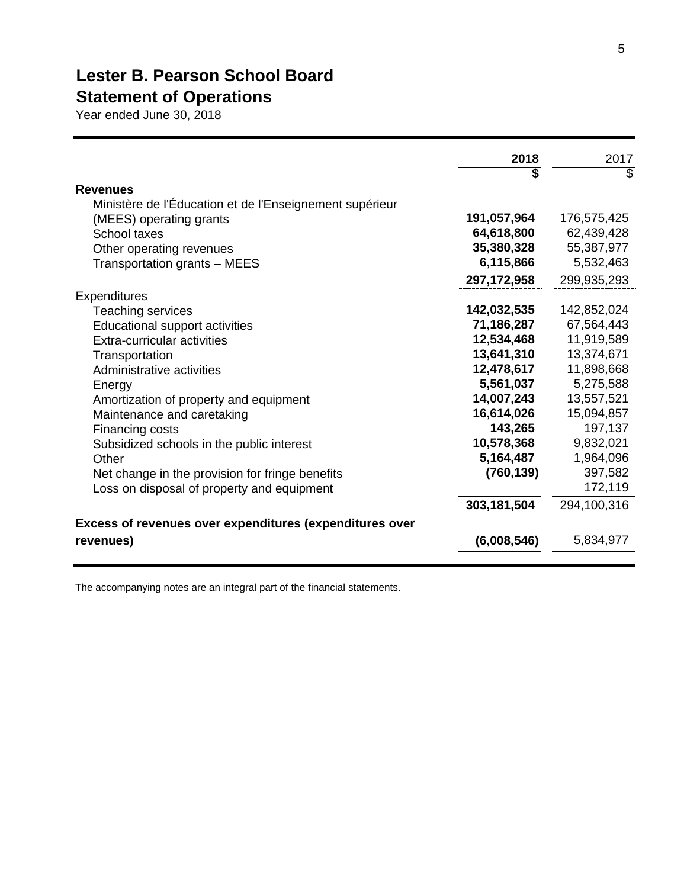# Lester B. Pearson School Board

## Statement of Operations

Year ended June 30, 2018

| | 2018 | 2017 |
|---|---|---|
| | **$** | $ |
| **Revenues** | | |
| Ministère de l'Éducation et de l'Enseignement supérieur (MEES) operating grants | **191,057,964** | 176,575,425 |
| School taxes | **64,618,800** | 62,439,428 |
| Other operating revenues | **35,380,328** | 55,387,977 |
| Transportation grants – MEES | **6,115,866** | 5,532,463 |
| | **297,172,958** | 299,935,293 |
| Expenditures | | |
| Teaching services | **142,032,535** | 142,852,024 |
| Educational support activities | **71,186,287** | 67,564,443 |
| Extra-curricular activities | **12,534,468** | 11,919,589 |
| Transportation | **13,641,310** | 13,374,671 |
| Administrative activities | **12,478,617** | 11,898,668 |
| Energy | **5,561,037** | 5,275,588 |
| Amortization of property and equipment | **14,007,243** | 13,557,521 |
| Maintenance and caretaking | **16,614,026** | 15,094,857 |
| Financing costs | **143,265** | 197,137 |
| Subsidized schools in the public interest | **10,578,368** | 9,832,021 |
| Other | **5,164,487** | 1,964,096 |
| Net change in the provision for fringe benefits | **(760,139)** | 397,582 |
| Loss on disposal of property and equipment | | 172,119 |
| | **303,181,504** | 294,100,316 |
| **Excess of revenues over expenditures (expenditures over revenues)** | **(6,008,546)** | 5,834,977 |

The accompanying notes are an integral part of the financial statements.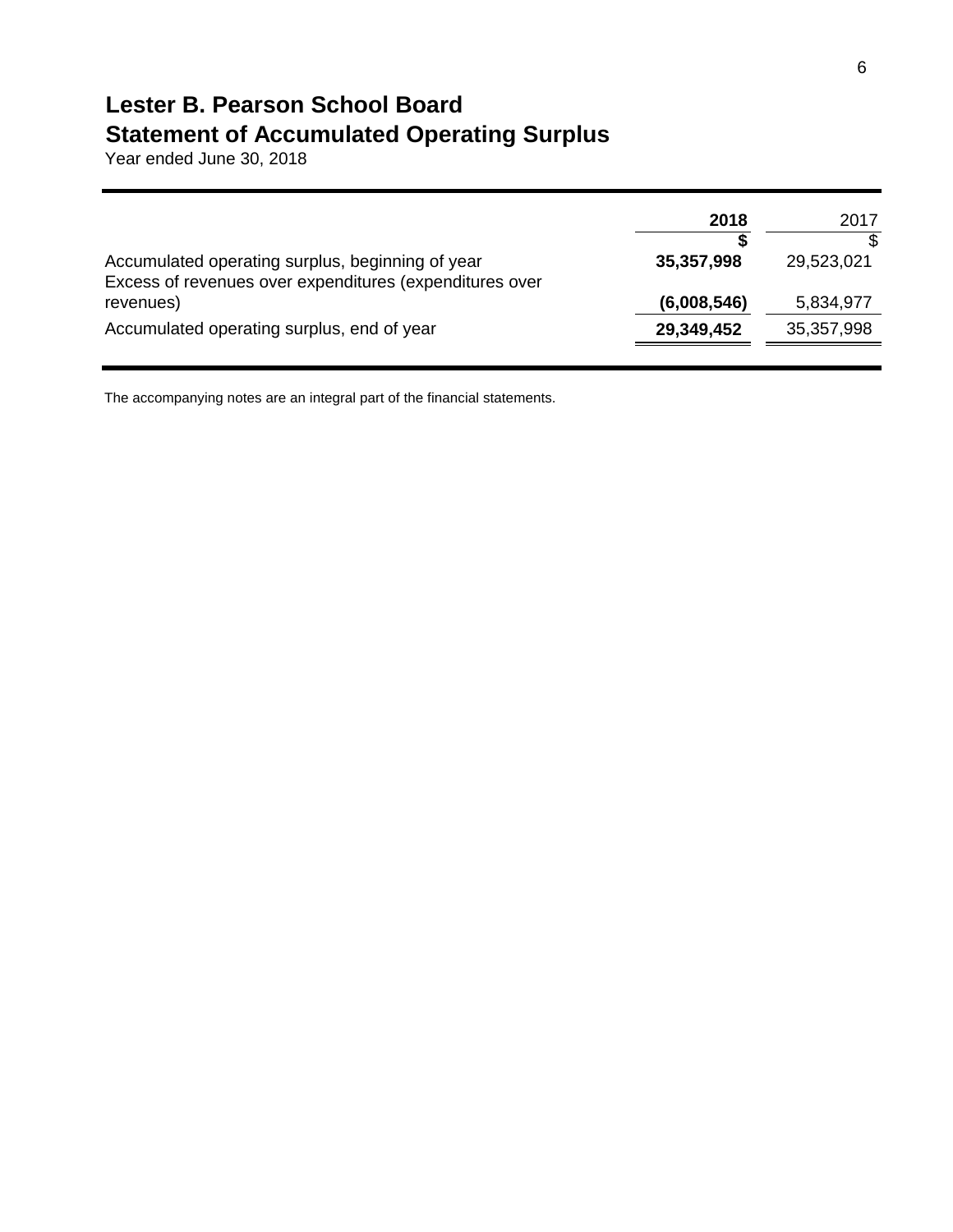# Lester B. Pearson School Board
## Statement of Accumulated Operating Surplus
Year ended June 30, 2018

| | **2018** | 2017 |
|---|---|---|
| | **$** | $ |
| Accumulated operating surplus, beginning of year | **35,357,998** | 29,523,021 |
| Excess of revenues over expenditures (expenditures over revenues) | **(6,008,546)** | 5,834,977 |
| Accumulated operating surplus, end of year | **29,349,452** | 35,357,998 |

The accompanying notes are an integral part of the financial statements.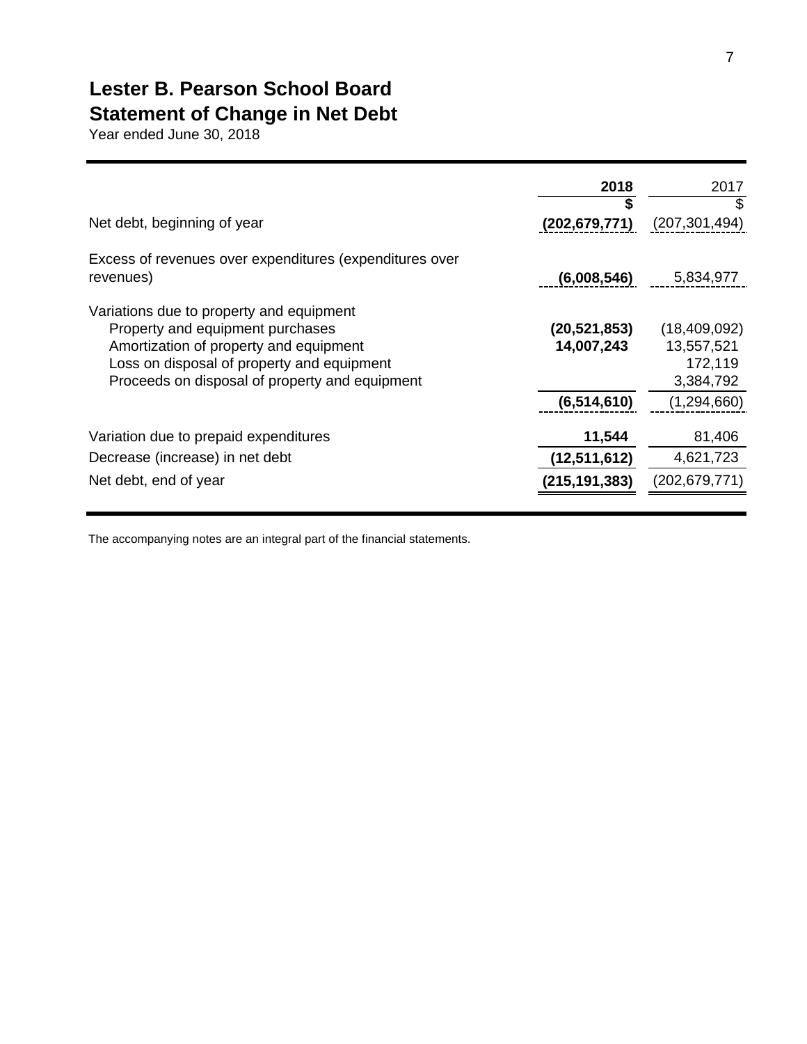# Lester B. Pearson School Board
## Statement of Change in Net Debt
Year ended June 30, 2018

| | 2018 | 2017 |
|---|---|---|
| | **$** | $ |
| Net debt, beginning of year | **(202,679,771)** | (207,301,494) |
| Excess of revenues over expenditures (expenditures over revenues) | **(6,008,546)** | 5,834,977 |
| Variations due to property and equipment | | |
| Property and equipment purchases | **(20,521,853)** | (18,409,092) |
| Amortization of property and equipment | **14,007,243** | 13,557,521 |
| Loss on disposal of property and equipment | | 172,119 |
| Proceeds on disposal of property and equipment | | 3,384,792 |
| | **(6,514,610)** | (1,294,660) |
| Variation due to prepaid expenditures | **11,544** | 81,406 |
| Decrease (increase) in net debt | **(12,511,612)** | 4,621,723 |
| Net debt, end of year | **(215,191,383)** | (202,679,771) |

The accompanying notes are an integral part of the financial statements.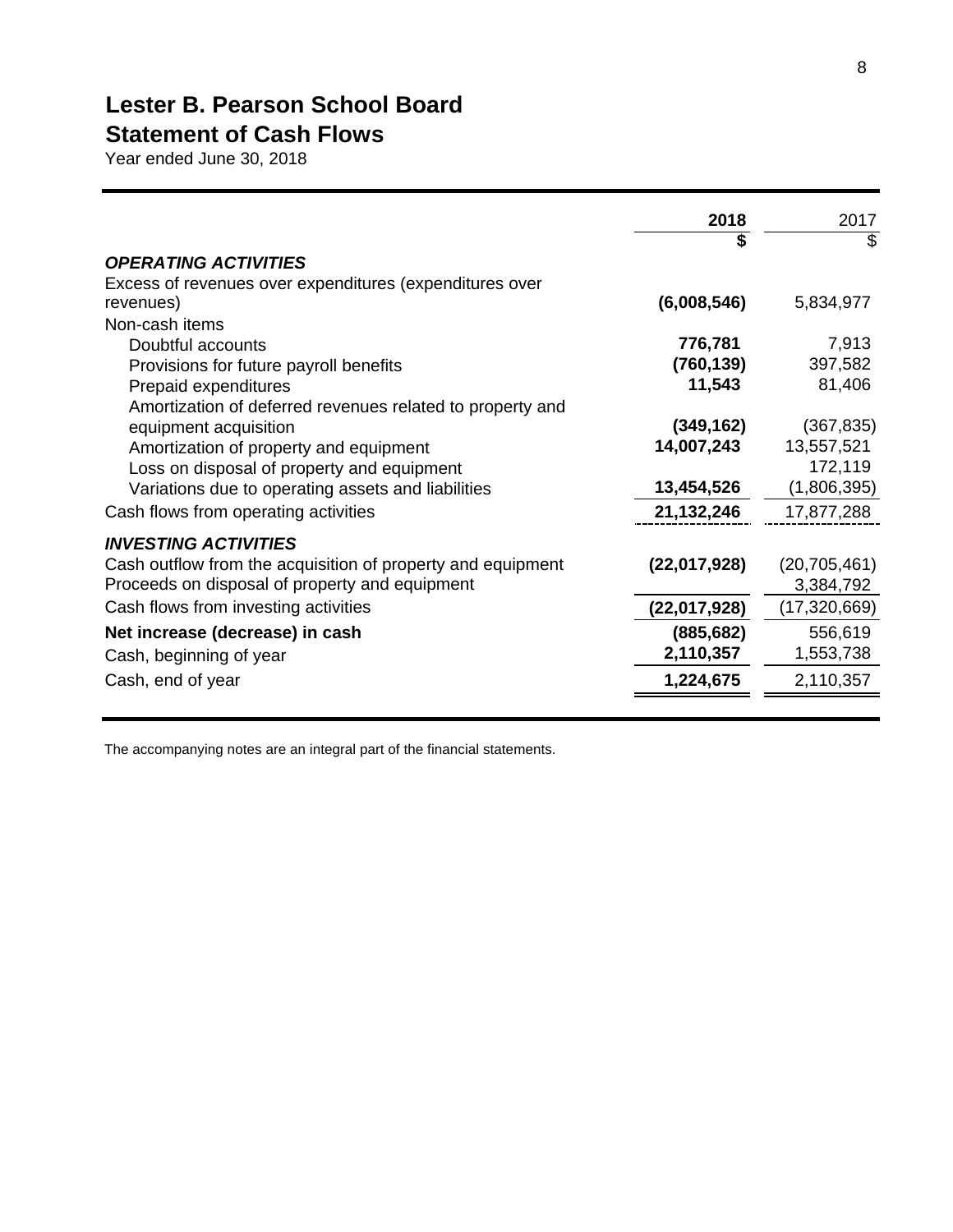# Lester B. Pearson School Board

## Statement of Cash Flows

Year ended June 30, 2018

| | **2018** | 2017 |
|---|---|---|
| | **$** | $ |
| ***OPERATING ACTIVITIES*** | | |
| Excess of revenues over expenditures (expenditures over revenues) | **(6,008,546)** | 5,834,977 |
| Non-cash items | | |
| Doubtful accounts | **776,781** | 7,913 |
| Provisions for future payroll benefits | **(760,139)** | 397,582 |
| Prepaid expenditures | **11,543** | 81,406 |
| Amortization of deferred revenues related to property and equipment acquisition | **(349,162)** | (367,835) |
| Amortization of property and equipment | **14,007,243** | 13,557,521 |
| Loss on disposal of property and equipment | | 172,119 |
| Variations due to operating assets and liabilities | **13,454,526** | (1,806,395) |
| Cash flows from operating activities | **21,132,246** | 17,877,288 |
| ***INVESTING ACTIVITIES*** | | |
| Cash outflow from the acquisition of property and equipment | **(22,017,928)** | (20,705,461) |
| Proceeds on disposal of property and equipment | | 3,384,792 |
| Cash flows from investing activities | **(22,017,928)** | (17,320,669) |
| **Net increase (decrease) in cash** | **(885,682)** | 556,619 |
| Cash, beginning of year | **2,110,357** | 1,553,738 |
| Cash, end of year | **1,224,675** | 2,110,357 |

The accompanying notes are an integral part of the financial statements.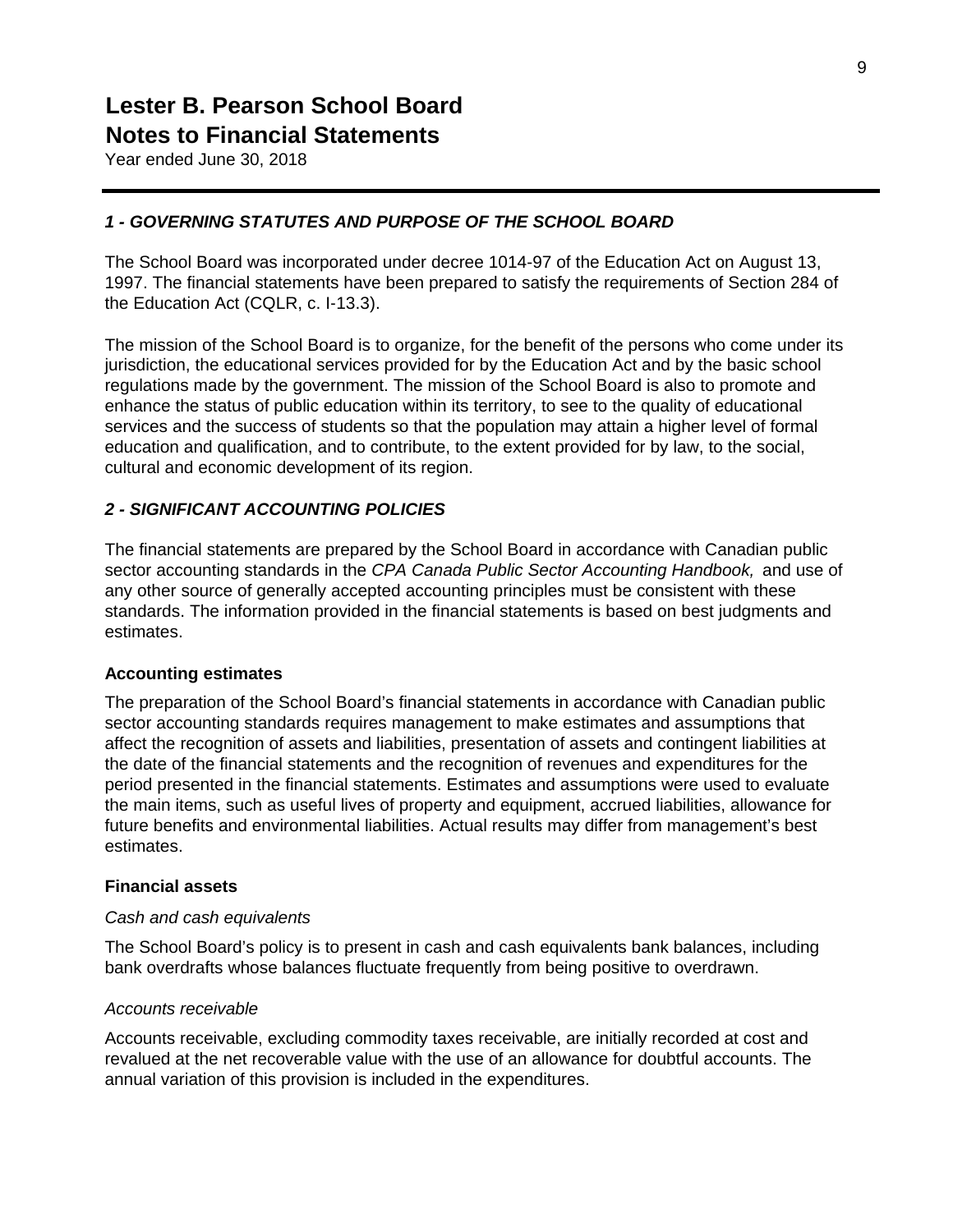# Lester B. Pearson School Board
# Notes to Financial Statements
Year ended June 30, 2018

## *1 - GOVERNING STATUTES AND PURPOSE OF THE SCHOOL BOARD*

The School Board was incorporated under decree 1014-97 of the Education Act on August 13, 1997. The financial statements have been prepared to satisfy the requirements of Section 284 of the Education Act (CQLR, c. I-13.3).

The mission of the School Board is to organize, for the benefit of the persons who come under its jurisdiction, the educational services provided for by the Education Act and by the basic school regulations made by the government. The mission of the School Board is also to promote and enhance the status of public education within its territory, to see to the quality of educational services and the success of students so that the population may attain a higher level of formal education and qualification, and to contribute, to the extent provided for by law, to the social, cultural and economic development of its region.

## *2 - SIGNIFICANT ACCOUNTING POLICIES*

The financial statements are prepared by the School Board in accordance with Canadian public sector accounting standards in the *CPA Canada Public Sector Accounting Handbook,* and use of any other source of generally accepted accounting principles must be consistent with these standards. The information provided in the financial statements is based on best judgments and estimates.

### Accounting estimates

The preparation of the School Board's financial statements in accordance with Canadian public sector accounting standards requires management to make estimates and assumptions that affect the recognition of assets and liabilities, presentation of assets and contingent liabilities at the date of the financial statements and the recognition of revenues and expenditures for the period presented in the financial statements. Estimates and assumptions were used to evaluate the main items, such as useful lives of property and equipment, accrued liabilities, allowance for future benefits and environmental liabilities. Actual results may differ from management's best estimates.

### Financial assets

*Cash and cash equivalents*

The School Board's policy is to present in cash and cash equivalents bank balances, including bank overdrafts whose balances fluctuate frequently from being positive to overdrawn.

*Accounts receivable*

Accounts receivable, excluding commodity taxes receivable, are initially recorded at cost and revalued at the net recoverable value with the use of an allowance for doubtful accounts. The annual variation of this provision is included in the expenditures.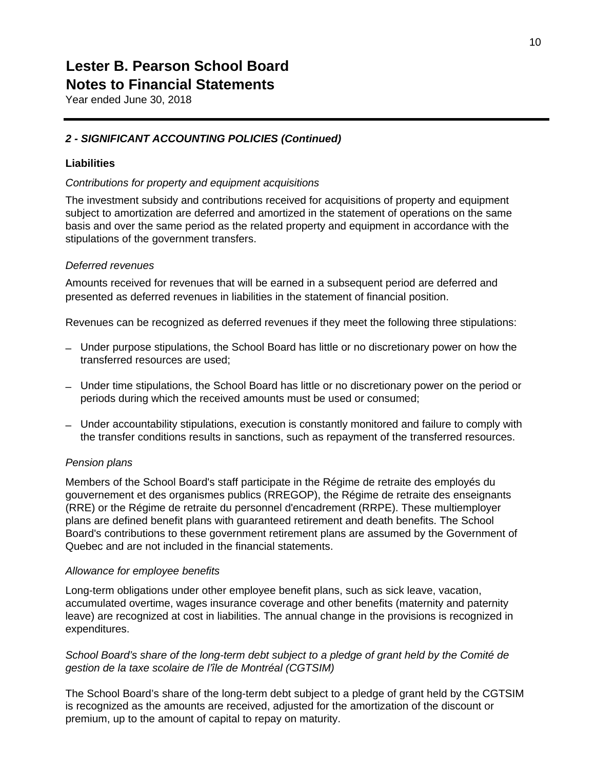# Lester B. Pearson School Board
## Notes to Financial Statements
Year ended June 30, 2018

### *2 - SIGNIFICANT ACCOUNTING POLICIES (Continued)*

**Liabilities**

*Contributions for property and equipment acquisitions*

The investment subsidy and contributions received for acquisitions of property and equipment subject to amortization are deferred and amortized in the statement of operations on the same basis and over the same period as the related property and equipment in accordance with the stipulations of the government transfers.

*Deferred revenues*

Amounts received for revenues that will be earned in a subsequent period are deferred and presented as deferred revenues in liabilities in the statement of financial position.

Revenues can be recognized as deferred revenues if they meet the following three stipulations:

- Under purpose stipulations, the School Board has little or no discretionary power on how the transferred resources are used;
- Under time stipulations, the School Board has little or no discretionary power on the period or periods during which the received amounts must be used or consumed;
- Under accountability stipulations, execution is constantly monitored and failure to comply with the transfer conditions results in sanctions, such as repayment of the transferred resources.

*Pension plans*

Members of the School Board's staff participate in the Régime de retraite des employés du gouvernement et des organismes publics (RREGOP), the Régime de retraite des enseignants (RRE) or the Régime de retraite du personnel d'encadrement (RRPE). These multiemployer plans are defined benefit plans with guaranteed retirement and death benefits. The School Board's contributions to these government retirement plans are assumed by the Government of Quebec and are not included in the financial statements.

*Allowance for employee benefits*

Long-term obligations under other employee benefit plans, such as sick leave, vacation, accumulated overtime, wages insurance coverage and other benefits (maternity and paternity leave) are recognized at cost in liabilities. The annual change in the provisions is recognized in expenditures.

*School Board's share of the long-term debt subject to a pledge of grant held by the Comité de gestion de la taxe scolaire de l'île de Montréal (CGTSIM)*

The School Board's share of the long-term debt subject to a pledge of grant held by the CGTSIM is recognized as the amounts are received, adjusted for the amortization of the discount or premium, up to the amount of capital to repay on maturity.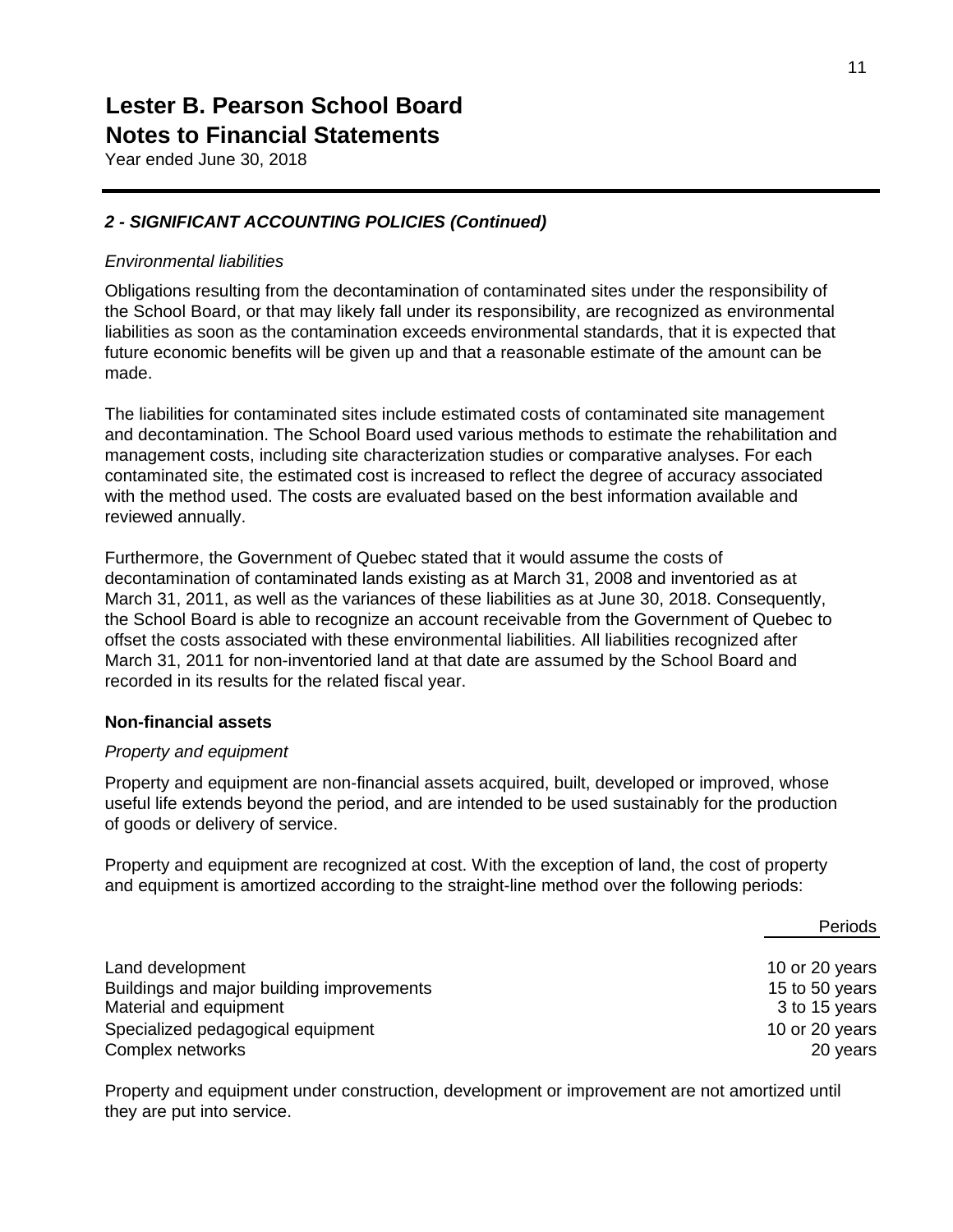# Lester B. Pearson School Board
# Notes to Financial Statements

Year ended June 30, 2018

### *2 - SIGNIFICANT ACCOUNTING POLICIES (Continued)*

*Environmental liabilities*

Obligations resulting from the decontamination of contaminated sites under the responsibility of the School Board, or that may likely fall under its responsibility, are recognized as environmental liabilities as soon as the contamination exceeds environmental standards, that it is expected that future economic benefits will be given up and that a reasonable estimate of the amount can be made.

The liabilities for contaminated sites include estimated costs of contaminated site management and decontamination. The School Board used various methods to estimate the rehabilitation and management costs, including site characterization studies or comparative analyses. For each contaminated site, the estimated cost is increased to reflect the degree of accuracy associated with the method used. The costs are evaluated based on the best information available and reviewed annually.

Furthermore, the Government of Quebec stated that it would assume the costs of decontamination of contaminated lands existing as at March 31, 2008 and inventoried as at March 31, 2011, as well as the variances of these liabilities as at June 30, 2018. Consequently, the School Board is able to recognize an account receivable from the Government of Quebec to offset the costs associated with these environmental liabilities. All liabilities recognized after March 31, 2011 for non-inventoried land at that date are assumed by the School Board and recorded in its results for the related fiscal year.

**Non-financial assets**

*Property and equipment*

Property and equipment are non-financial assets acquired, built, developed or improved, whose useful life extends beyond the period, and are intended to be used sustainably for the production of goods or delivery of service.

Property and equipment are recognized at cost. With the exception of land, the cost of property and equipment is amortized according to the straight-line method over the following periods:

| | Periods |
|---|---|
| Land development | 10 or 20 years |
| Buildings and major building improvements | 15 to 50 years |
| Material and equipment | 3 to 15 years |
| Specialized pedagogical equipment | 10 or 20 years |
| Complex networks | 20 years |

Property and equipment under construction, development or improvement are not amortized until they are put into service.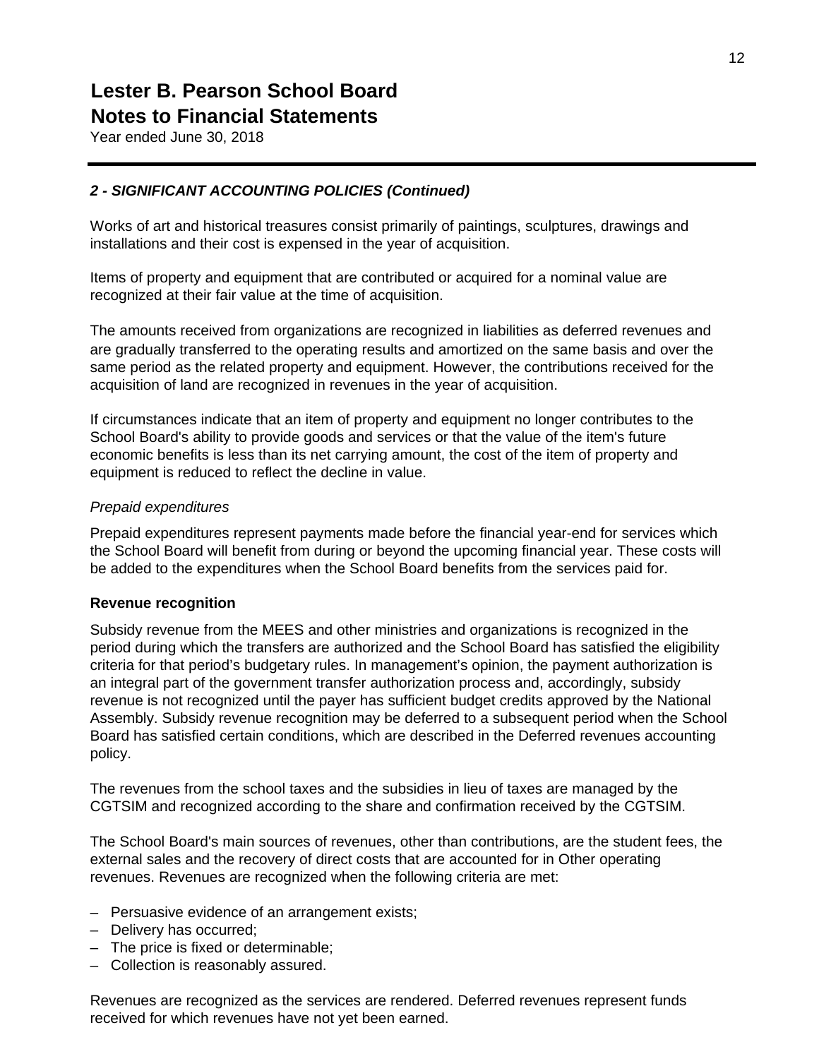# Lester B. Pearson School Board
# Notes to Financial Statements

Year ended June 30, 2018

### *2 - SIGNIFICANT ACCOUNTING POLICIES (Continued)*

Works of art and historical treasures consist primarily of paintings, sculptures, drawings and installations and their cost is expensed in the year of acquisition.

Items of property and equipment that are contributed or acquired for a nominal value are recognized at their fair value at the time of acquisition.

The amounts received from organizations are recognized in liabilities as deferred revenues and are gradually transferred to the operating results and amortized on the same basis and over the same period as the related property and equipment. However, the contributions received for the acquisition of land are recognized in revenues in the year of acquisition.

If circumstances indicate that an item of property and equipment no longer contributes to the School Board's ability to provide goods and services or that the value of the item's future economic benefits is less than its net carrying amount, the cost of the item of property and equipment is reduced to reflect the decline in value.

*Prepaid expenditures*

Prepaid expenditures represent payments made before the financial year-end for services which the School Board will benefit from during or beyond the upcoming financial year. These costs will be added to the expenditures when the School Board benefits from the services paid for.

**Revenue recognition**

Subsidy revenue from the MEES and other ministries and organizations is recognized in the period during which the transfers are authorized and the School Board has satisfied the eligibility criteria for that period's budgetary rules. In management's opinion, the payment authorization is an integral part of the government transfer authorization process and, accordingly, subsidy revenue is not recognized until the payer has sufficient budget credits approved by the National Assembly. Subsidy revenue recognition may be deferred to a subsequent period when the School Board has satisfied certain conditions, which are described in the Deferred revenues accounting policy.

The revenues from the school taxes and the subsidies in lieu of taxes are managed by the CGTSIM and recognized according to the share and confirmation received by the CGTSIM.

The School Board's main sources of revenues, other than contributions, are the student fees, the external sales and the recovery of direct costs that are accounted for in Other operating revenues. Revenues are recognized when the following criteria are met:

- Persuasive evidence of an arrangement exists;
- Delivery has occurred;
- The price is fixed or determinable;
- Collection is reasonably assured.

Revenues are recognized as the services are rendered. Deferred revenues represent funds received for which revenues have not yet been earned.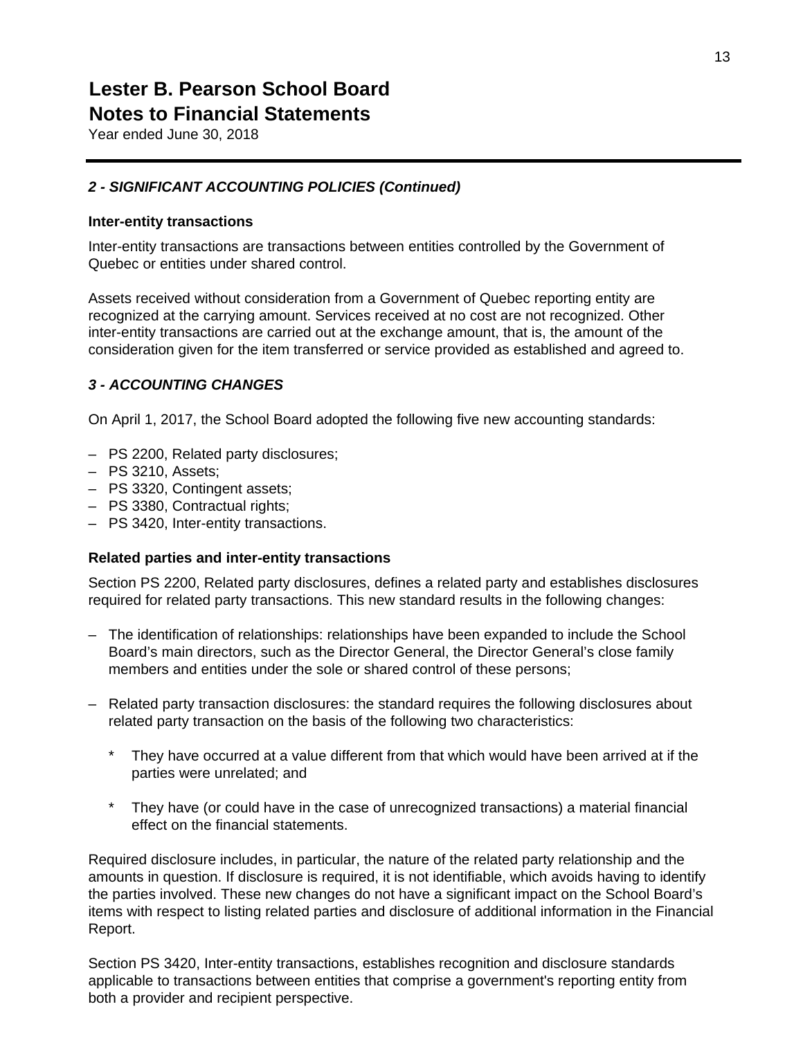# Lester B. Pearson School Board
## Notes to Financial Statements
Year ended June 30, 2018

### *2 - SIGNIFICANT ACCOUNTING POLICIES (Continued)*

**Inter-entity transactions**

Inter-entity transactions are transactions between entities controlled by the Government of Quebec or entities under shared control.

Assets received without consideration from a Government of Quebec reporting entity are recognized at the carrying amount. Services received at no cost are not recognized. Other inter-entity transactions are carried out at the exchange amount, that is, the amount of the consideration given for the item transferred or service provided as established and agreed to.

### *3 - ACCOUNTING CHANGES*

On April 1, 2017, the School Board adopted the following five new accounting standards:

- PS 2200, Related party disclosures;
- PS 3210, Assets;
- PS 3320, Contingent assets;
- PS 3380, Contractual rights;
- PS 3420, Inter-entity transactions.

**Related parties and inter-entity transactions**

Section PS 2200, Related party disclosures, defines a related party and establishes disclosures required for related party transactions. This new standard results in the following changes:

- The identification of relationships: relationships have been expanded to include the School Board's main directors, such as the Director General, the Director General's close family members and entities under the sole or shared control of these persons;

- Related party transaction disclosures: the standard requires the following disclosures about related party transaction on the basis of the following two characteristics:

    * They have occurred at a value different from that which would have been arrived at if the parties were unrelated; and

    * They have (or could have in the case of unrecognized transactions) a material financial effect on the financial statements.

Required disclosure includes, in particular, the nature of the related party relationship and the amounts in question. If disclosure is required, it is not identifiable, which avoids having to identify the parties involved. These new changes do not have a significant impact on the School Board's items with respect to listing related parties and disclosure of additional information in the Financial Report.

Section PS 3420, Inter-entity transactions, establishes recognition and disclosure standards applicable to transactions between entities that comprise a government's reporting entity from both a provider and recipient perspective.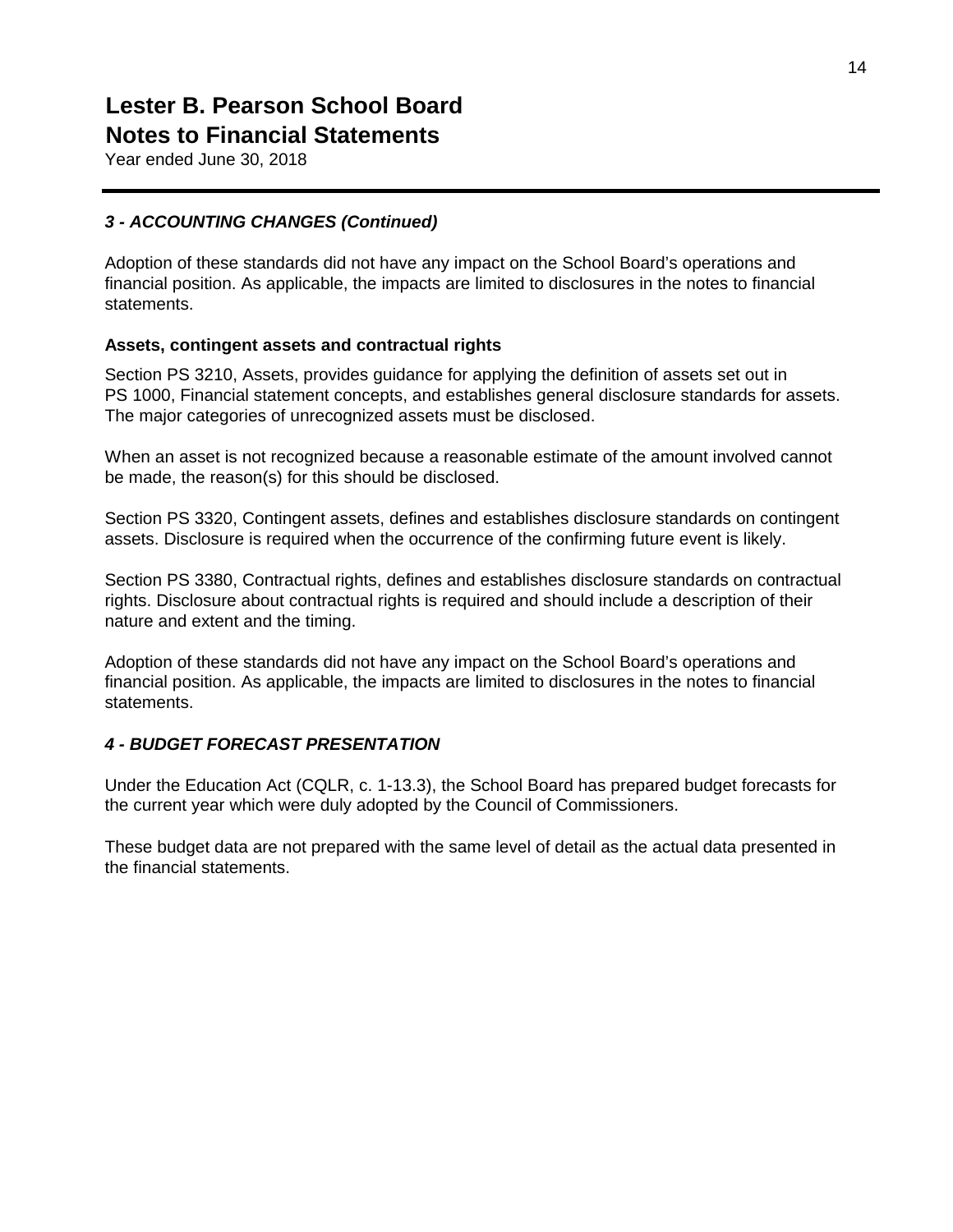# Lester B. Pearson School Board
# Notes to Financial Statements

Year ended June 30, 2018

### *3 - ACCOUNTING CHANGES (Continued)*

Adoption of these standards did not have any impact on the School Board's operations and financial position. As applicable, the impacts are limited to disclosures in the notes to financial statements.

**Assets, contingent assets and contractual rights**

Section PS 3210, Assets, provides guidance for applying the definition of assets set out in PS 1000, Financial statement concepts, and establishes general disclosure standards for assets. The major categories of unrecognized assets must be disclosed.

When an asset is not recognized because a reasonable estimate of the amount involved cannot be made, the reason(s) for this should be disclosed.

Section PS 3320, Contingent assets, defines and establishes disclosure standards on contingent assets. Disclosure is required when the occurrence of the confirming future event is likely.

Section PS 3380, Contractual rights, defines and establishes disclosure standards on contractual rights. Disclosure about contractual rights is required and should include a description of their nature and extent and the timing.

Adoption of these standards did not have any impact on the School Board's operations and financial position. As applicable, the impacts are limited to disclosures in the notes to financial statements.

### *4 - BUDGET FORECAST PRESENTATION*

Under the Education Act (CQLR, c. 1-13.3), the School Board has prepared budget forecasts for the current year which were duly adopted by the Council of Commissioners.

These budget data are not prepared with the same level of detail as the actual data presented in the financial statements.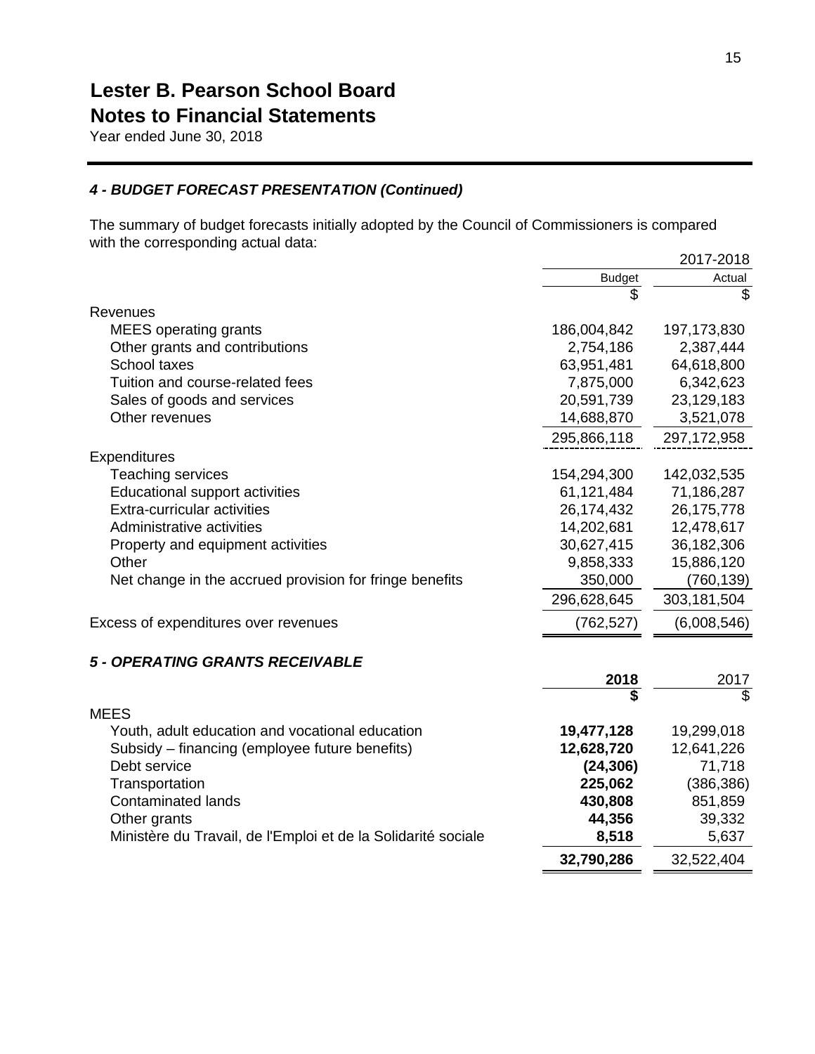# Lester B. Pearson School Board
## Notes to Financial Statements
Year ended June 30, 2018

### *4 - BUDGET FORECAST PRESENTATION (Continued)*

The summary of budget forecasts initially adopted by the Council of Commissioners is compared with the corresponding actual data:

| | 2017-2018 | |
|---|---|---|
| | Budget | Actual |
| | $ | $ |
| **Revenues** | | |
| MEES operating grants | 186,004,842 | 197,173,830 |
| Other grants and contributions | 2,754,186 | 2,387,444 |
| School taxes | 63,951,481 | 64,618,800 |
| Tuition and course-related fees | 7,875,000 | 6,342,623 |
| Sales of goods and services | 20,591,739 | 23,129,183 |
| Other revenues | 14,688,870 | 3,521,078 |
| | 295,866,118 | 297,172,958 |
| **Expenditures** | | |
| Teaching services | 154,294,300 | 142,032,535 |
| Educational support activities | 61,121,484 | 71,186,287 |
| Extra-curricular activities | 26,174,432 | 26,175,778 |
| Administrative activities | 14,202,681 | 12,478,617 |
| Property and equipment activities | 30,627,415 | 36,182,306 |
| Other | 9,858,333 | 15,886,120 |
| Net change in the accrued provision for fringe benefits | 350,000 | (760,139) |
| | 296,628,645 | 303,181,504 |
| Excess of expenditures over revenues | (762,527) | (6,008,546) |

### *5 - OPERATING GRANTS RECEIVABLE*

| | **2018** | 2017 |
|---|---|---|
| | **$** | $ |
| **MEES** | | |
| Youth, adult education and vocational education | **19,477,128** | 19,299,018 |
| Subsidy – financing (employee future benefits) | **12,628,720** | 12,641,226 |
| Debt service | **(24,306)** | 71,718 |
| Transportation | **225,062** | (386,386) |
| Contaminated lands | **430,808** | 851,859 |
| Other grants | **44,356** | 39,332 |
| Ministère du Travail, de l'Emploi et de la Solidarité sociale | **8,518** | 5,637 |
| | **32,790,286** | 32,522,404 |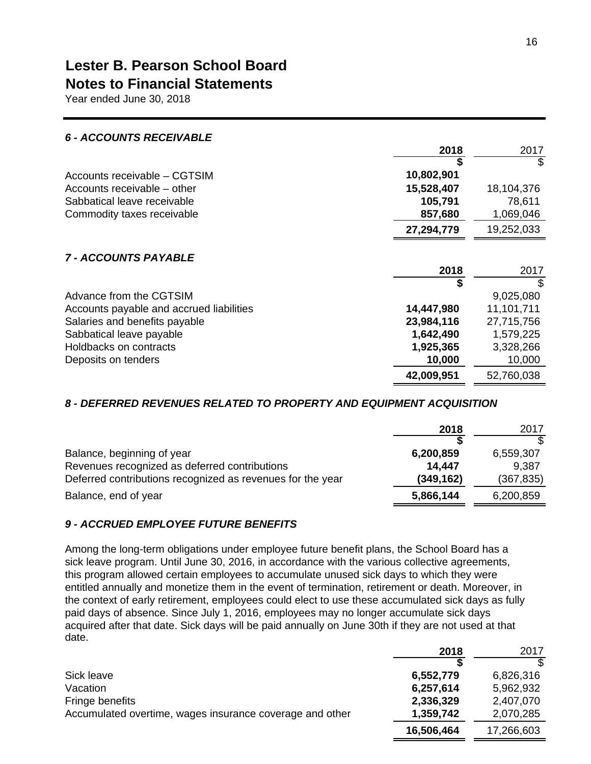# Lester B. Pearson School Board
## Notes to Financial Statements
Year ended June 30, 2018

### *6 - ACCOUNTS RECEIVABLE*

| | **2018** | 2017 |
|---|---|---|
| | **$** | $ |
| Accounts receivable – CGTSIM | **10,802,901** | |
| Accounts receivable – other | **15,528,407** | 18,104,376 |
| Sabbatical leave receivable | **105,791** | 78,611 |
| Commodity taxes receivable | **857,680** | 1,069,046 |
| | **27,294,779** | 19,252,033 |

### *7 - ACCOUNTS PAYABLE*

| | **2018** | 2017 |
|---|---|---|
| | **$** | $ |
| Advance from the CGTSIM | | 9,025,080 |
| Accounts payable and accrued liabilities | **14,447,980** | 11,101,711 |
| Salaries and benefits payable | **23,984,116** | 27,715,756 |
| Sabbatical leave payable | **1,642,490** | 1,579,225 |
| Holdbacks on contracts | **1,925,365** | 3,328,266 |
| Deposits on tenders | **10,000** | 10,000 |
| | **42,009,951** | 52,760,038 |

### *8 - DEFERRED REVENUES RELATED TO PROPERTY AND EQUIPMENT ACQUISITION*

| | **2018** | 2017 |
|---|---|---|
| | **$** | $ |
| Balance, beginning of year | **6,200,859** | 6,559,307 |
| Revenues recognized as deferred contributions | **14,447** | 9,387 |
| Deferred contributions recognized as revenues for the year | **(349,162)** | (367,835) |
| Balance, end of year | **5,866,144** | 6,200,859 |

### *9 - ACCRUED EMPLOYEE FUTURE BENEFITS*

Among the long-term obligations under employee future benefit plans, the School Board has a sick leave program. Until June 30, 2016, in accordance with the various collective agreements, this program allowed certain employees to accumulate unused sick days to which they were entitled annually and monetize them in the event of termination, retirement or death. Moreover, in the context of early retirement, employees could elect to use these accumulated sick days as fully paid days of absence. Since July 1, 2016, employees may no longer accumulate sick days acquired after that date. Sick days will be paid annually on June 30th if they are not used at that date.

| | **2018** | 2017 |
|---|---|---|
| | **$** | $ |
| Sick leave | **6,552,779** | 6,826,316 |
| Vacation | **6,257,614** | 5,962,932 |
| Fringe benefits | **2,336,329** | 2,407,070 |
| Accumulated overtime, wages insurance coverage and other | **1,359,742** | 2,070,285 |
| | **16,506,464** | 17,266,603 |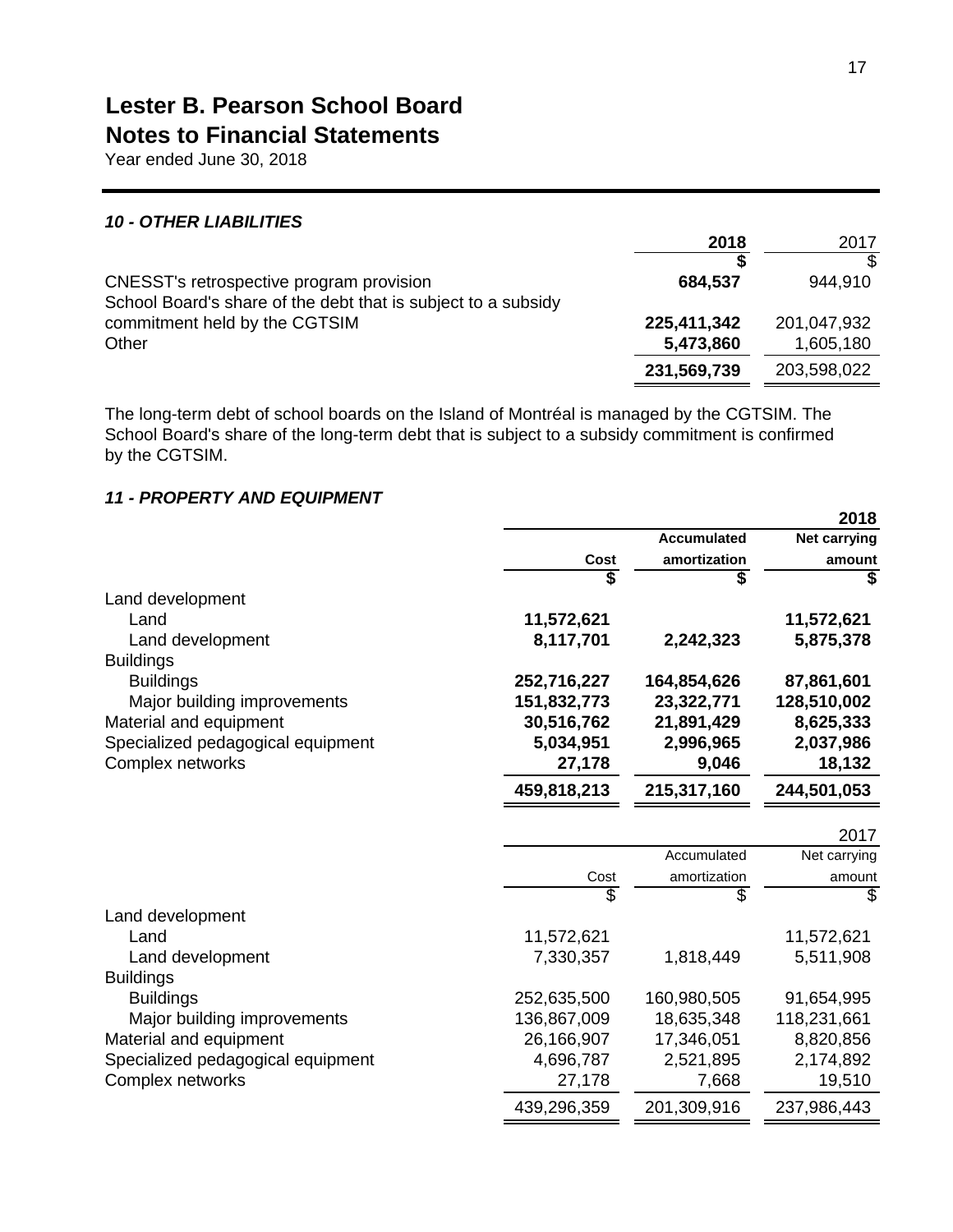# Lester B. Pearson School Board
## Notes to Financial Statements
Year ended June 30, 2018

### *10 - OTHER LIABILITIES*

| | 2018 | 2017 |
|---|---|---|
| | $ | $ |
| CNESST's retrospective program provision | 684,537 | 944,910 |
| School Board's share of the debt that is subject to a subsidy commitment held by the CGTSIM | 225,411,342 | 201,047,932 |
| Other | 5,473,860 | 1,605,180 |
| | 231,569,739 | 203,598,022 |

The long-term debt of school boards on the Island of Montréal is managed by the CGTSIM. The School Board's share of the long-term debt that is subject to a subsidy commitment is confirmed by the CGTSIM.

### *11 - PROPERTY AND EQUIPMENT*

| | | | 2018 |
|---|---|---|---|
| | Cost | Accumulated amortization | Net carrying amount |
| | $ | $ | $ |
| Land development | | | |
| Land | 11,572,621 | | 11,572,621 |
| Land development | 8,117,701 | 2,242,323 | 5,875,378 |
| Buildings | | | |
| Buildings | 252,716,227 | 164,854,626 | 87,861,601 |
| Major building improvements | 151,832,773 | 23,322,771 | 128,510,002 |
| Material and equipment | 30,516,762 | 21,891,429 | 8,625,333 |
| Specialized pedagogical equipment | 5,034,951 | 2,996,965 | 2,037,986 |
| Complex networks | 27,178 | 9,046 | 18,132 |
| | 459,818,213 | 215,317,160 | 244,501,053 |

| | | | 2017 |
|---|---|---|---|
| | Cost | Accumulated amortization | Net carrying amount |
| | $ | $ | $ |
| Land development | | | |
| Land | 11,572,621 | | 11,572,621 |
| Land development | 7,330,357 | 1,818,449 | 5,511,908 |
| Buildings | | | |
| Buildings | 252,635,500 | 160,980,505 | 91,654,995 |
| Major building improvements | 136,867,009 | 18,635,348 | 118,231,661 |
| Material and equipment | 26,166,907 | 17,346,051 | 8,820,856 |
| Specialized pedagogical equipment | 4,696,787 | 2,521,895 | 2,174,892 |
| Complex networks | 27,178 | 7,668 | 19,510 |
| | 439,296,359 | 201,309,916 | 237,986,443 |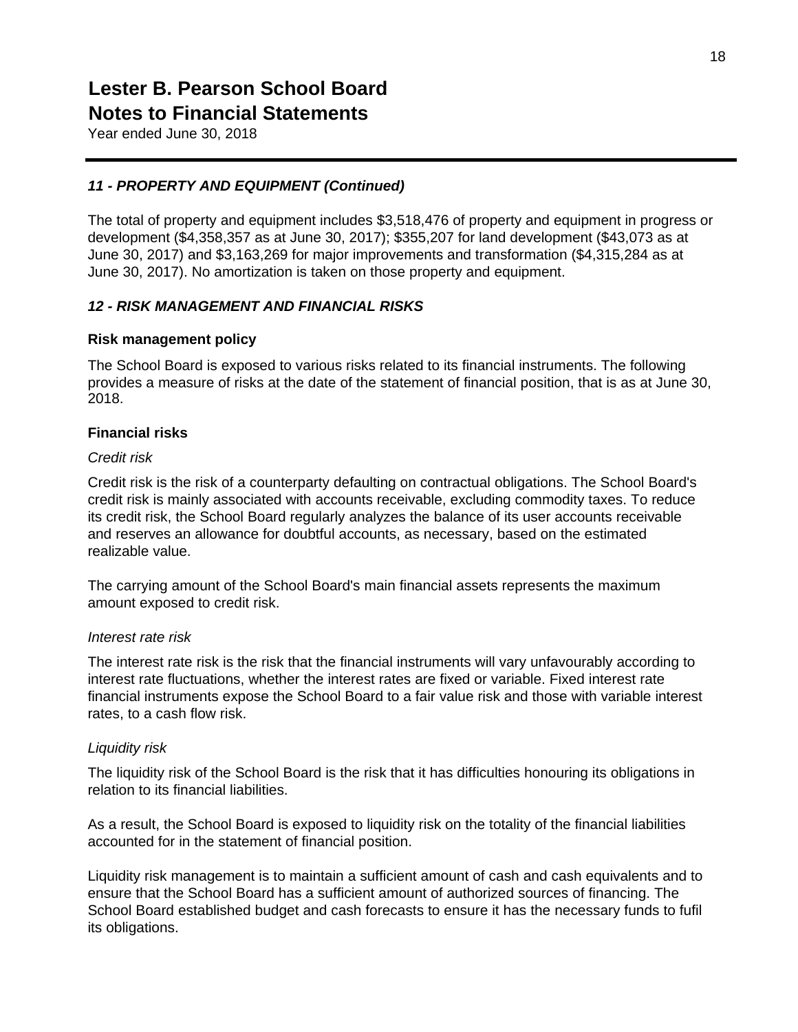# Lester B. Pearson School Board
# Notes to Financial Statements

Year ended June 30, 2018

### *11 - PROPERTY AND EQUIPMENT (Continued)*

The total of property and equipment includes $3,518,476 of property and equipment in progress or development ($4,358,357 as at June 30, 2017); $355,207 for land development ($43,073 as at June 30, 2017) and $3,163,269 for major improvements and transformation ($4,315,284 as at June 30, 2017). No amortization is taken on those property and equipment.

### *12 - RISK MANAGEMENT AND FINANCIAL RISKS*

**Risk management policy**

The School Board is exposed to various risks related to its financial instruments. The following provides a measure of risks at the date of the statement of financial position, that is as at June 30, 2018.

**Financial risks**

*Credit risk*

Credit risk is the risk of a counterparty defaulting on contractual obligations. The School Board's credit risk is mainly associated with accounts receivable, excluding commodity taxes. To reduce its credit risk, the School Board regularly analyzes the balance of its user accounts receivable and reserves an allowance for doubtful accounts, as necessary, based on the estimated realizable value.

The carrying amount of the School Board's main financial assets represents the maximum amount exposed to credit risk.

*Interest rate risk*

The interest rate risk is the risk that the financial instruments will vary unfavourably according to interest rate fluctuations, whether the interest rates are fixed or variable. Fixed interest rate financial instruments expose the School Board to a fair value risk and those with variable interest rates, to a cash flow risk.

*Liquidity risk*

The liquidity risk of the School Board is the risk that it has difficulties honouring its obligations in relation to its financial liabilities.

As a result, the School Board is exposed to liquidity risk on the totality of the financial liabilities accounted for in the statement of financial position.

Liquidity risk management is to maintain a sufficient amount of cash and cash equivalents and to ensure that the School Board has a sufficient amount of authorized sources of financing. The School Board established budget and cash forecasts to ensure it has the necessary funds to fufil its obligations.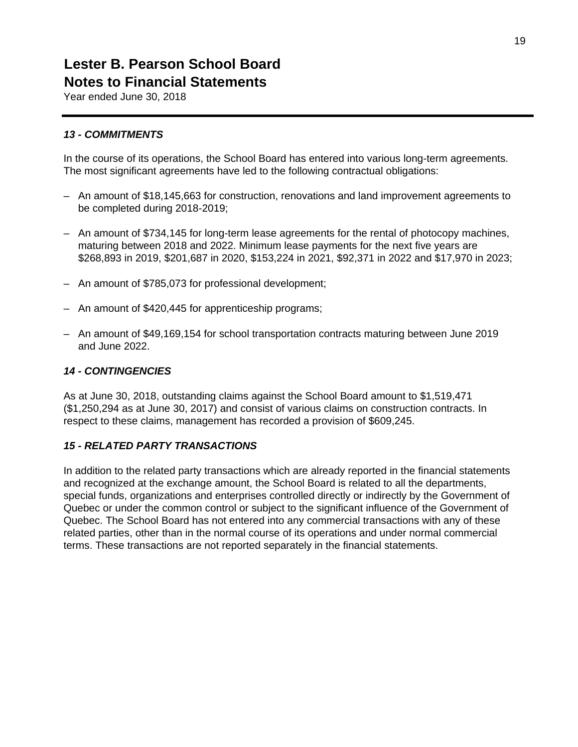# Lester B. Pearson School Board
# Notes to Financial Statements

Year ended June 30, 2018

### *13 - COMMITMENTS*

In the course of its operations, the School Board has entered into various long-term agreements. The most significant agreements have led to the following contractual obligations:

- An amount of $18,145,663 for construction, renovations and land improvement agreements to be completed during 2018-2019;
- An amount of $734,145 for long-term lease agreements for the rental of photocopy machines, maturing between 2018 and 2022. Minimum lease payments for the next five years are $268,893 in 2019, $201,687 in 2020, $153,224 in 2021, $92,371 in 2022 and $17,970 in 2023;
- An amount of $785,073 for professional development;
- An amount of $420,445 for apprenticeship programs;
- An amount of $49,169,154 for school transportation contracts maturing between June 2019 and June 2022.

### *14 - CONTINGENCIES*

As at June 30, 2018, outstanding claims against the School Board amount to $1,519,471 ($1,250,294 as at June 30, 2017) and consist of various claims on construction contracts. In respect to these claims, management has recorded a provision of $609,245.

### *15 - RELATED PARTY TRANSACTIONS*

In addition to the related party transactions which are already reported in the financial statements and recognized at the exchange amount, the School Board is related to all the departments, special funds, organizations and enterprises controlled directly or indirectly by the Government of Quebec or under the common control or subject to the significant influence of the Government of Quebec. The School Board has not entered into any commercial transactions with any of these related parties, other than in the normal course of its operations and under normal commercial terms. These transactions are not reported separately in the financial statements.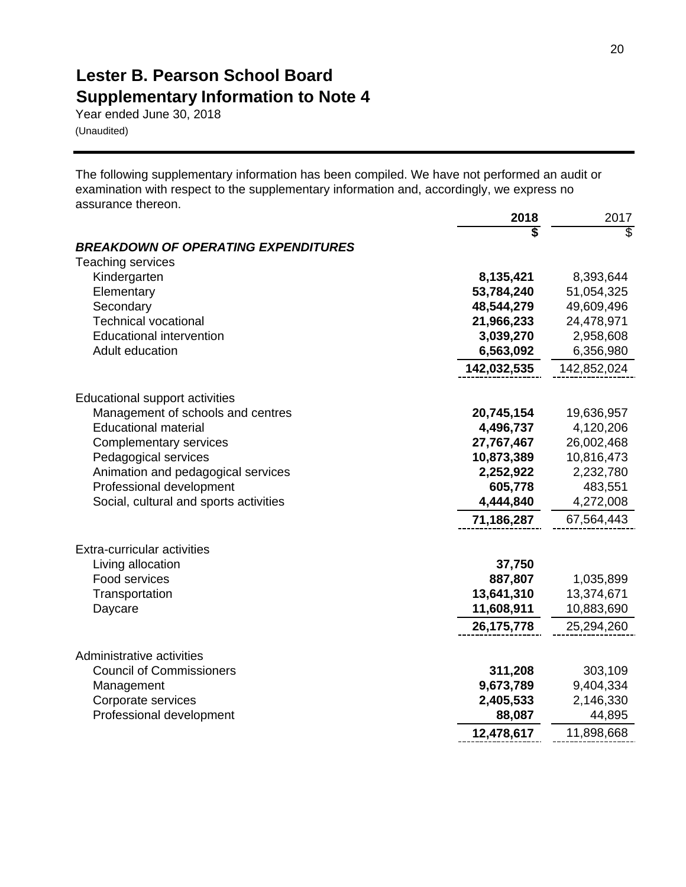# Lester B. Pearson School Board

## Supplementary Information to Note 4

Year ended June 30, 2018

(Unaudited)

The following supplementary information has been compiled. We have not performed an audit or examination with respect to the supplementary information and, accordingly, we express no assurance thereon.

| | **2018** | 2017 |
|---|---|---|
| | **$** | $ |
| ***BREAKDOWN OF OPERATING EXPENDITURES*** | | |
| Teaching services | | |
| Kindergarten | **8,135,421** | 8,393,644 |
| Elementary | **53,784,240** | 51,054,325 |
| Secondary | **48,544,279** | 49,609,496 |
| Technical vocational | **21,966,233** | 24,478,971 |
| Educational intervention | **3,039,270** | 2,958,608 |
| Adult education | **6,563,092** | 6,356,980 |
| | **142,032,535** | 142,852,024 |
| Educational support activities | | |
| Management of schools and centres | **20,745,154** | 19,636,957 |
| Educational material | **4,496,737** | 4,120,206 |
| Complementary services | **27,767,467** | 26,002,468 |
| Pedagogical services | **10,873,389** | 10,816,473 |
| Animation and pedagogical services | **2,252,922** | 2,232,780 |
| Professional development | **605,778** | 483,551 |
| Social, cultural and sports activities | **4,444,840** | 4,272,008 |
| | **71,186,287** | 67,564,443 |
| Extra-curricular activities | | |
| Living allocation | **37,750** | |
| Food services | **887,807** | 1,035,899 |
| Transportation | **13,641,310** | 13,374,671 |
| Daycare | **11,608,911** | 10,883,690 |
| | **26,175,778** | 25,294,260 |
| Administrative activities | | |
| Council of Commissioners | **311,208** | 303,109 |
| Management | **9,673,789** | 9,404,334 |
| Corporate services | **2,405,533** | 2,146,330 |
| Professional development | **88,087** | 44,895 |
| | **12,478,617** | 11,898,668 |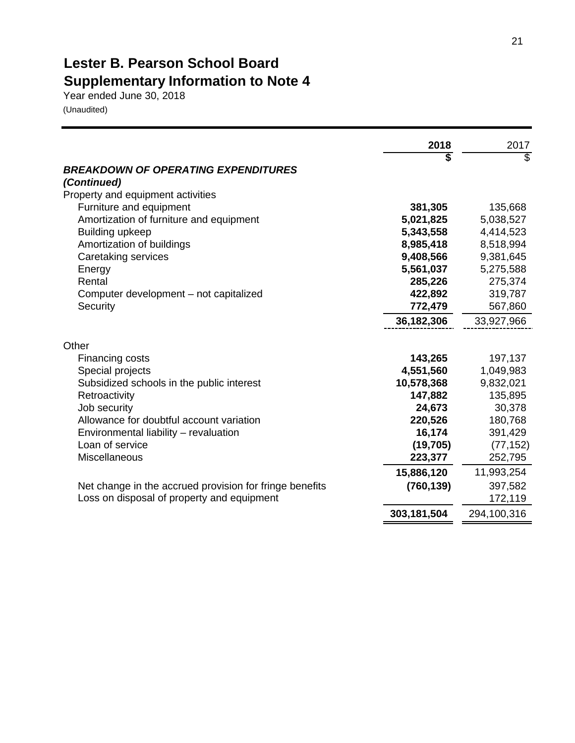# Lester B. Pearson School Board
## Supplementary Information to Note 4

Year ended June 30, 2018

(Unaudited)

| | **2018** | 2017 |
|---|---|---|
| | **$** | $ |
| ***BREAKDOWN OF OPERATING EXPENDITURES (Continued)*** | | |
| Property and equipment activities | | |
| Furniture and equipment | **381,305** | 135,668 |
| Amortization of furniture and equipment | **5,021,825** | 5,038,527 |
| Building upkeep | **5,343,558** | 4,414,523 |
| Amortization of buildings | **8,985,418** | 8,518,994 |
| Caretaking services | **9,408,566** | 9,381,645 |
| Energy | **5,561,037** | 5,275,588 |
| Rental | **285,226** | 275,374 |
| Computer development – not capitalized | **422,892** | 319,787 |
| Security | **772,479** | 567,860 |
| | **36,182,306** | 33,927,966 |
| Other | | |
| Financing costs | **143,265** | 197,137 |
| Special projects | **4,551,560** | 1,049,983 |
| Subsidized schools in the public interest | **10,578,368** | 9,832,021 |
| Retroactivity | **147,882** | 135,895 |
| Job security | **24,673** | 30,378 |
| Allowance for doubtful account variation | **220,526** | 180,768 |
| Environmental liability – revaluation | **16,174** | 391,429 |
| Loan of service | **(19,705)** | (77,152) |
| Miscellaneous | **223,377** | 252,795 |
| | **15,886,120** | 11,993,254 |
| Net change in the accrued provision for fringe benefits | **(760,139)** | 397,582 |
| Loss on disposal of property and equipment | | 172,119 |
| | **303,181,504** | 294,100,316 |